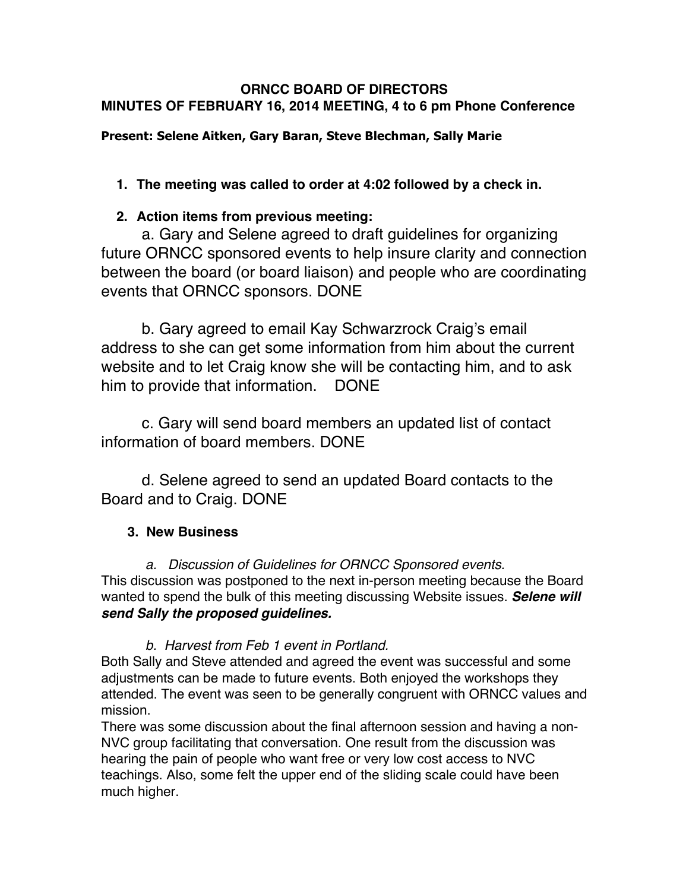# ORNCC BOARD OF DIRECTORS
## MINUTES OF FEBRUARY 16, 2014 MEETING, 4 to 6 pm Phone Conference

**Present: Selene Aitken, Gary Baran, Steve Blechman, Sally Marie**

1. **The meeting was called to order at 4:02 followed by a check in.**

2. **Action items from previous meeting:**

   a. Gary and Selene agreed to draft guidelines for organizing future ORNCC sponsored events to help insure clarity and connection between the board (or board liaison) and people who are coordinating events that ORNCC sponsors. DONE

   b. Gary agreed to email Kay Schwarzrock Craig's email address to she can get some information from him about the current website and to let Craig know she will be contacting him, and to ask him to provide that information. DONE

   c. Gary will send board members an updated list of contact information of board members. DONE

   d. Selene agreed to send an updated Board contacts to the Board and to Craig. DONE

3. **New Business**

   a. *Discussion of Guidelines for ORNCC Sponsored events.*

   This discussion was postponed to the next in-person meeting because the Board wanted to spend the bulk of this meeting discussing Website issues. ***Selene will send Sally the proposed guidelines.***

   b. *Harvest from Feb 1 event in Portland.*

   Both Sally and Steve attended and agreed the event was successful and some adjustments can be made to future events. Both enjoyed the workshops they attended. The event was seen to be generally congruent with ORNCC values and mission.

   There was some discussion about the final afternoon session and having a non-NVC group facilitating that conversation. One result from the discussion was hearing the pain of people who want free or very low cost access to NVC teachings. Also, some felt the upper end of the sliding scale could have been much higher.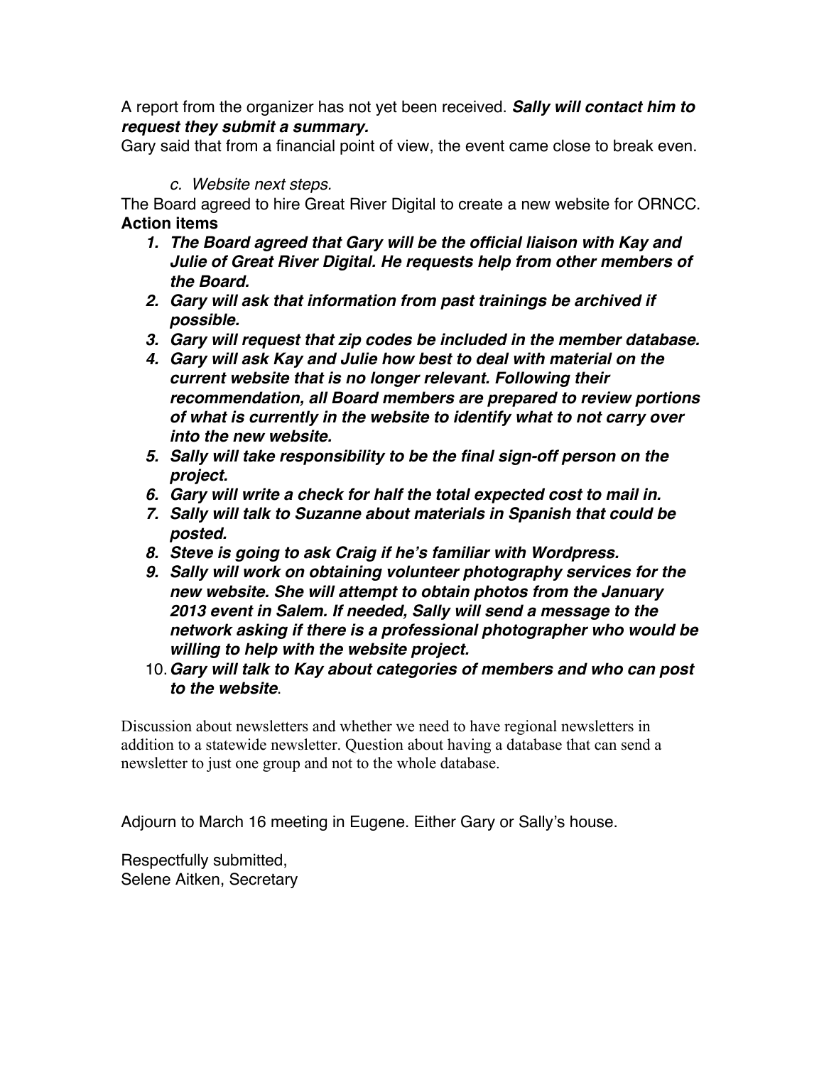A report from the organizer has not yet been received. ***Sally will contact him to request they submit a summary.***
Gary said that from a financial point of view, the event came close to break even.

*c. Website next steps.*

The Board agreed to hire Great River Digital to create a new website for ORNCC.
**Action items**

1. ***The Board agreed that Gary will be the official liaison with Kay and Julie of Great River Digital. He requests help from other members of the Board.***
2. ***Gary will ask that information from past trainings be archived if possible.***
3. ***Gary will request that zip codes be included in the member database.***
4. ***Gary will ask Kay and Julie how best to deal with material on the current website that is no longer relevant. Following their recommendation, all Board members are prepared to review portions of what is currently in the website to identify what to not carry over into the new website.***
5. ***Sally will take responsibility to be the final sign-off person on the project.***
6. ***Gary will write a check for half the total expected cost to mail in.***
7. ***Sally will talk to Suzanne about materials in Spanish that could be posted.***
8. ***Steve is going to ask Craig if he's familiar with Wordpress.***
9. ***Sally will work on obtaining volunteer photography services for the new website. She will attempt to obtain photos from the January 2013 event in Salem. If needed, Sally will send a message to the network asking if there is a professional photographer who would be willing to help with the website project.***
10. ***Gary will talk to Kay about categories of members and who can post to the website***.

Discussion about newsletters and whether we need to have regional newsletters in addition to a statewide newsletter. Question about having a database that can send a newsletter to just one group and not to the whole database.

Adjourn to March 16 meeting in Eugene. Either Gary or Sally's house.

Respectfully submitted,
Selene Aitken, Secretary